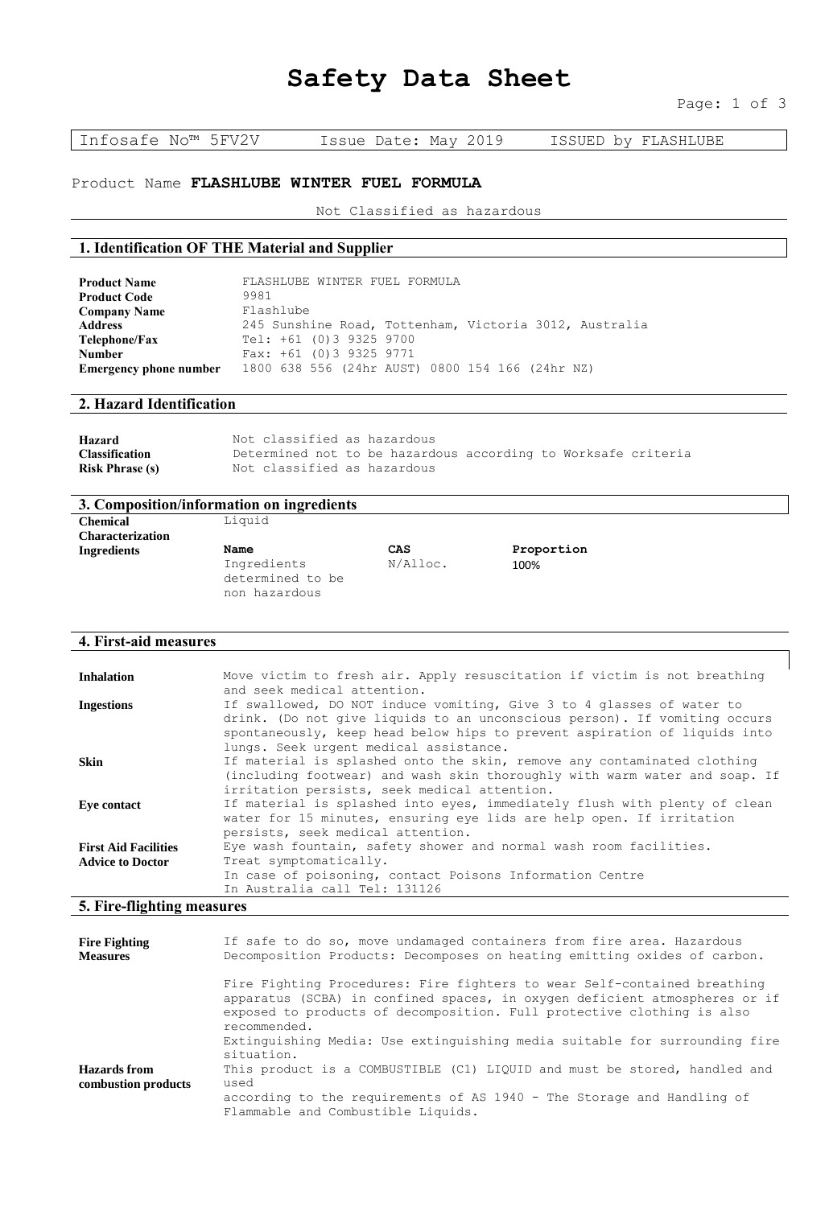# Safety Data Sheet

| Infosafe No™ 5FV2V | Issue Date: May 2019 | ISSUED by FLASHLUBE |
|---|---|---|

Product Name **FLASHLUBE WINTER FUEL FORMULA**

Not Classified as hazardous

## 1. Identification OF THE Material and Supplier

| | |
|---|---|
| **Product Name** | FLASHLUBE WINTER FUEL FORMULA |
| **Product Code** | 9981 |
| **Company Name** | Flashlube |
| **Address** | 245 Sunshine Road, Tottenham, Victoria 3012, Australia |
| **Telephone/Fax Number** | Tel: +61 (0)3 9325 9700<br>Fax: +61 (0)3 9325 9771 |
| **Emergency phone number** | 1800 638 556 (24hr AUST) 0800 154 166 (24hr NZ) |

## 2. Hazard Identification

| | |
|---|---|
| **Hazard Classification** | Not classified as hazardous<br>Determined not to be hazardous according to Worksafe criteria |
| **Risk Phrase (s)** | Not classified as hazardous |

## 3. Composition/information on ingredients

**Chemical Characterization** Liquid

**Ingredients**

| Name | CAS | Proportion |
|---|---|---|
| Ingredients determined to be non hazardous | N/Alloc. | 100% |

## 4. First-aid measures

| | |
|---|---|
| **Inhalation** | Move victim to fresh air. Apply resuscitation if victim is not breathing and seek medical attention. |
| **Ingestions** | If swallowed, DO NOT induce vomiting, Give 3 to 4 glasses of water to drink. (Do not give liquids to an unconscious person). If vomiting occurs spontaneously, keep head below hips to prevent aspiration of liquids into lungs. Seek urgent medical assistance. |
| **Skin** | If material is splashed onto the skin, remove any contaminated clothing (including footwear) and wash skin thoroughly with warm water and soap. If irritation persists, seek medical attention. |
| **Eye contact** | If material is splashed into eyes, immediately flush with plenty of clean water for 15 minutes, ensuring eye lids are help open. If irritation persists, seek medical attention. |
| **First Aid Facilities** | Eye wash fountain, safety shower and normal wash room facilities. |
| **Advice to Doctor** | Treat symptomatically.<br>In case of poisoning, contact Poisons Information Centre<br>In Australia call Tel: 131126 |

## 5. Fire-fighting measures

**Fire Fighting Measures**

If safe to do so, move undamaged containers from fire area. Hazardous Decomposition Products: Decomposes on heating emitting oxides of carbon.

Fire Fighting Procedures: Fire fighters to wear Self-contained breathing apparatus (SCBA) in confined spaces, in oxygen deficient atmospheres or if exposed to products of decomposition. Full protective clothing is also recommended.

Extinguishing Media: Use extinguishing media suitable for surrounding fire situation.

**Hazards from combustion products**

This product is a COMBUSTIBLE (C1) LIQUID and must be stored, handled and used according to the requirements of AS 1940 - The Storage and Handling of Flammable and Combustible Liquids.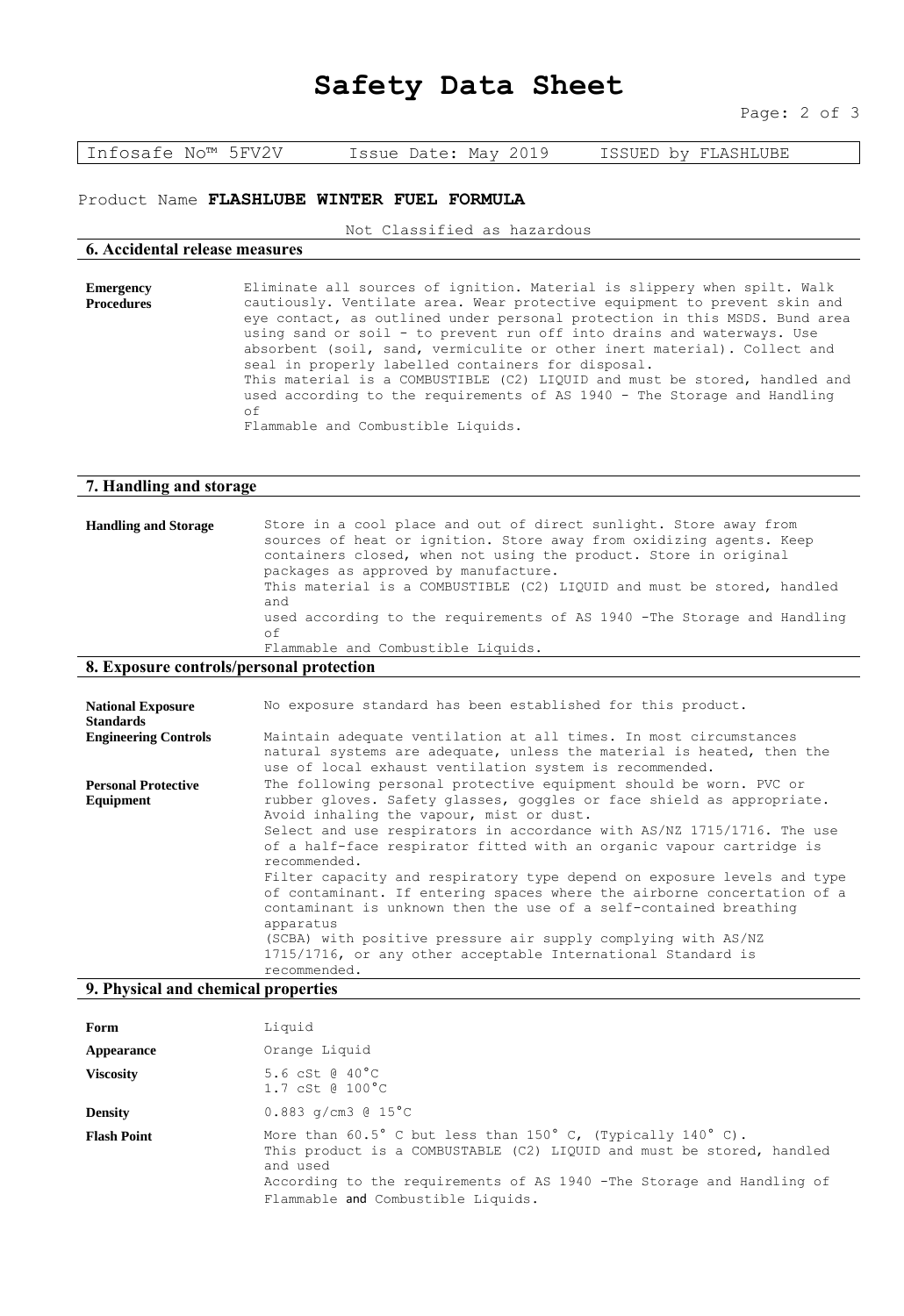Infosafe No™ 5FV2V | Issue Date: May 2019 | ISSUED by FLASHLUBE

Product Name **FLASHLUBE WINTER FUEL FORMULA**

Not Classified as hazardous

## 6. Accidental release measures

**Emergency Procedures**

Eliminate all sources of ignition. Material is slippery when spilt. Walk cautiously. Ventilate area. Wear protective equipment to prevent skin and eye contact, as outlined under personal protection in this MSDS. Bund area using sand or soil - to prevent run off into drains and waterways. Use absorbent (soil, sand, vermiculite or other inert material). Collect and seal in properly labelled containers for disposal.
This material is a COMBUSTIBLE (C2) LIQUID and must be stored, handled and used according to the requirements of AS 1940 - The Storage and Handling of
Flammable and Combustible Liquids.

## 7. Handling and storage

**Handling and Storage**

Store in a cool place and out of direct sunlight. Store away from sources of heat or ignition. Store away from oxidizing agents. Keep containers closed, when not using the product. Store in original packages as approved by manufacture.
This material is a COMBUSTIBLE (C2) LIQUID and must be stored, handled and
used according to the requirements of AS 1940 -The Storage and Handling of
Flammable and Combustible Liquids.

## 8. Exposure controls/personal protection

**National Exposure Standards**

No exposure standard has been established for this product.

**Engineering Controls**

Maintain adequate ventilation at all times. In most circumstances natural systems are adequate, unless the material is heated, then the use of local exhaust ventilation system is recommended.

**Personal Protective Equipment**

The following personal protective equipment should be worn. PVC or rubber gloves. Safety glasses, goggles or face shield as appropriate. Avoid inhaling the vapour, mist or dust.
Select and use respirators in accordance with AS/NZ 1715/1716. The use of a half-face respirator fitted with an organic vapour cartridge is recommended.
Filter capacity and respiratory type depend on exposure levels and type of contaminant. If entering spaces where the airborne concertation of a contaminant is unknown then the use of a self-contained breathing apparatus
(SCBA) with positive pressure air supply complying with AS/NZ 1715/1716, or any other acceptable International Standard is recommended.

## 9. Physical and chemical properties

**Form**

Liquid

**Appearance**

Orange Liquid

**Viscosity**

5.6 cSt @ 40°C
1.7 cSt @ 100°C

**Density**

0.883 g/cm3 @ 15°C

**Flash Point**

More than 60.5° C but less than 150° C, (Typically 140° C).
This product is a COMBUSTABLE (C2) LIQUID and must be stored, handled and used
According to the requirements of AS 1940 -The Storage and Handling of Flammable and Combustible Liquids.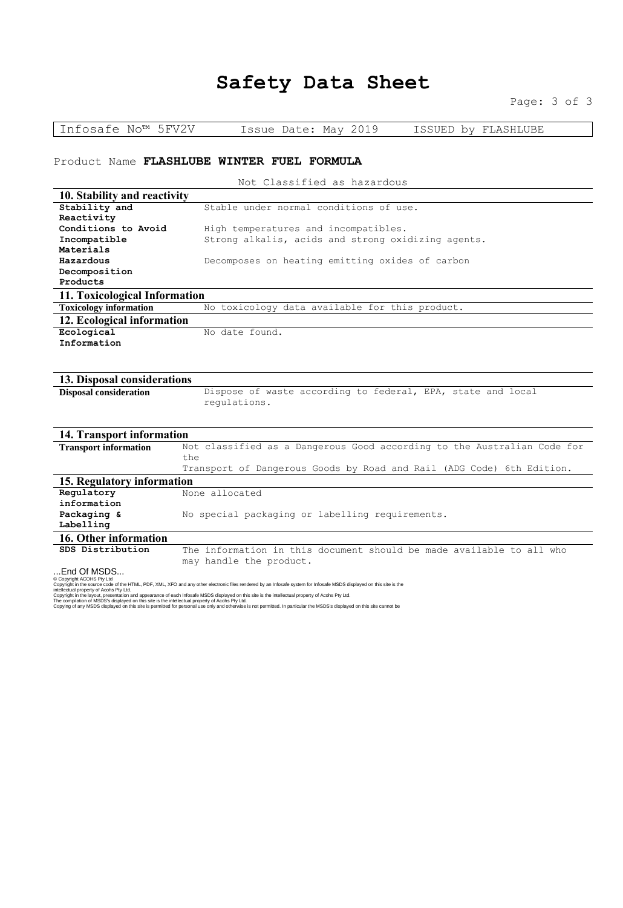# Safety Data Sheet

Infosafe No™ 5FV2V | Issue Date: May 2019 | ISSUED by FLASHLUBE

Product Name **FLASHLUBE WINTER FUEL FORMULA**

Not Classified as hazardous

## 10. Stability and reactivity

| | |
|---|---|
| **Stability and Reactivity** | Stable under normal conditions of use. |
| **Conditions to Avoid** | High temperatures and incompatibles. |
| **Incompatible Materials** | Strong alkalis, acids and strong oxidizing agents. |
| **Hazardous Decomposition Products** | Decomposes on heating emitting oxides of carbon |

## 11. Toxicological Information

| | |
|---|---|
| **Toxicology information** | No toxicology data available for this product. |

## 12. Ecological information

| | |
|---|---|
| **Ecological Information** | No date found. |

## 13. Disposal considerations

| | |
|---|---|
| **Disposal consideration** | Dispose of waste according to federal, EPA, state and local regulations. |

## 14. Transport information

| | |
|---|---|
| **Transport information** | Not classified as a Dangerous Good according to the Australian Code for the Transport of Dangerous Goods by Road and Rail (ADG Code) 6th Edition. |

## 15. Regulatory information

| | |
|---|---|
| **Regulatory information** | None allocated |
| **Packaging & Labelling** | No special packaging or labelling requirements. |

## 16. Other information

| | |
|---|---|
| **SDS Distribution** | The information in this document should be made available to all who may handle the product. |

...End Of MSDS...

© Copyright ACOHS Pty Ltd
Copyright in the source code of the HTML, PDF, XML, XFO and any other electronic files rendered by an Infosafe system for Infosafe MSDS displayed on this site is the intellectual property of Acohs Pty Ltd.
Copyright in the layout, presentation and appearance of each Infosafe MSDS displayed on this site is the intellectual property of Acohs Pty Ltd.
The compilation of MSDS's displayed on this site is the intellectual property of Acohs Pty Ltd.
Copying of any MSDS displayed on this site is permitted for personal use only and otherwise is not permitted. In particular the MSDS's displayed on this site cannot be